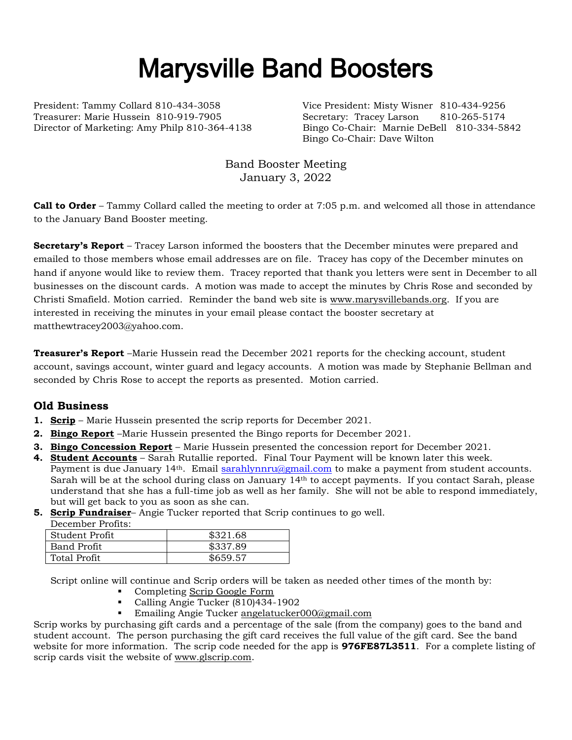# Marysville Band Boosters

President: Tammy Collard 810-434-3058
Treasurer: Marie Hussein 810-919-7905
Director of Marketing: Amy Philp 810-364-4138
Vice President: Misty Wisner 810-434-9256
Secretary: Tracey Larson 810-265-5174
Bingo Co-Chair: Marnie DeBell 810-334-5842
Bingo Co-Chair: Dave Wilton

Band Booster Meeting
January 3, 2022

**Call to Order** – Tammy Collard called the meeting to order at 7:05 p.m. and welcomed all those in attendance to the January Band Booster meeting.

**Secretary's Report** – Tracey Larson informed the boosters that the December minutes were prepared and emailed to those members whose email addresses are on file. Tracey has copy of the December minutes on hand if anyone would like to review them. Tracey reported that thank you letters were sent in December to all businesses on the discount cards. A motion was made to accept the minutes by Chris Rose and seconded by Christi Smafield. Motion carried. Reminder the band web site is www.marysvillebands.org. If you are interested in receiving the minutes in your email please contact the booster secretary at matthewtracey2003@yahoo.com.

**Treasurer's Report** –Marie Hussein read the December 2021 reports for the checking account, student account, savings account, winter guard and legacy accounts. A motion was made by Stephanie Bellman and seconded by Chris Rose to accept the reports as presented. Motion carried.

## Old Business

1. **Scrip** – Marie Hussein presented the scrip reports for December 2021.
2. **Bingo Report** –Marie Hussein presented the Bingo reports for December 2021.
3. **Bingo Concession Report** – Marie Hussein presented the concession report for December 2021.
4. **Student Accounts** – Sarah Rutallie reported. Final Tour Payment will be known later this week. Payment is due January 14th. Email sarahlynnru@gmail.com to make a payment from student accounts. Sarah will be at the school during class on January 14th to accept payments. If you contact Sarah, please understand that she has a full-time job as well as her family. She will not be able to respond immediately, but will get back to you as soon as she can.
5. **Scrip Fundraiser**– Angie Tucker reported that Scrip continues to go well.

December Profits:

| | |
|---|---|
| Student Profit | $321.68 |
| Band Profit | $337.89 |
| Total Profit | $659.57 |

Script online will continue and Scrip orders will be taken as needed other times of the month by:

- Completing Scrip Google Form
- Calling Angie Tucker (810)434-1902
- Emailing Angie Tucker angelatucker000@gmail.com

Scrip works by purchasing gift cards and a percentage of the sale (from the company) goes to the band and student account. The person purchasing the gift card receives the full value of the gift card. See the band website for more information. The scrip code needed for the app is **976FE87L3511**. For a complete listing of scrip cards visit the website of www.glscrip.com.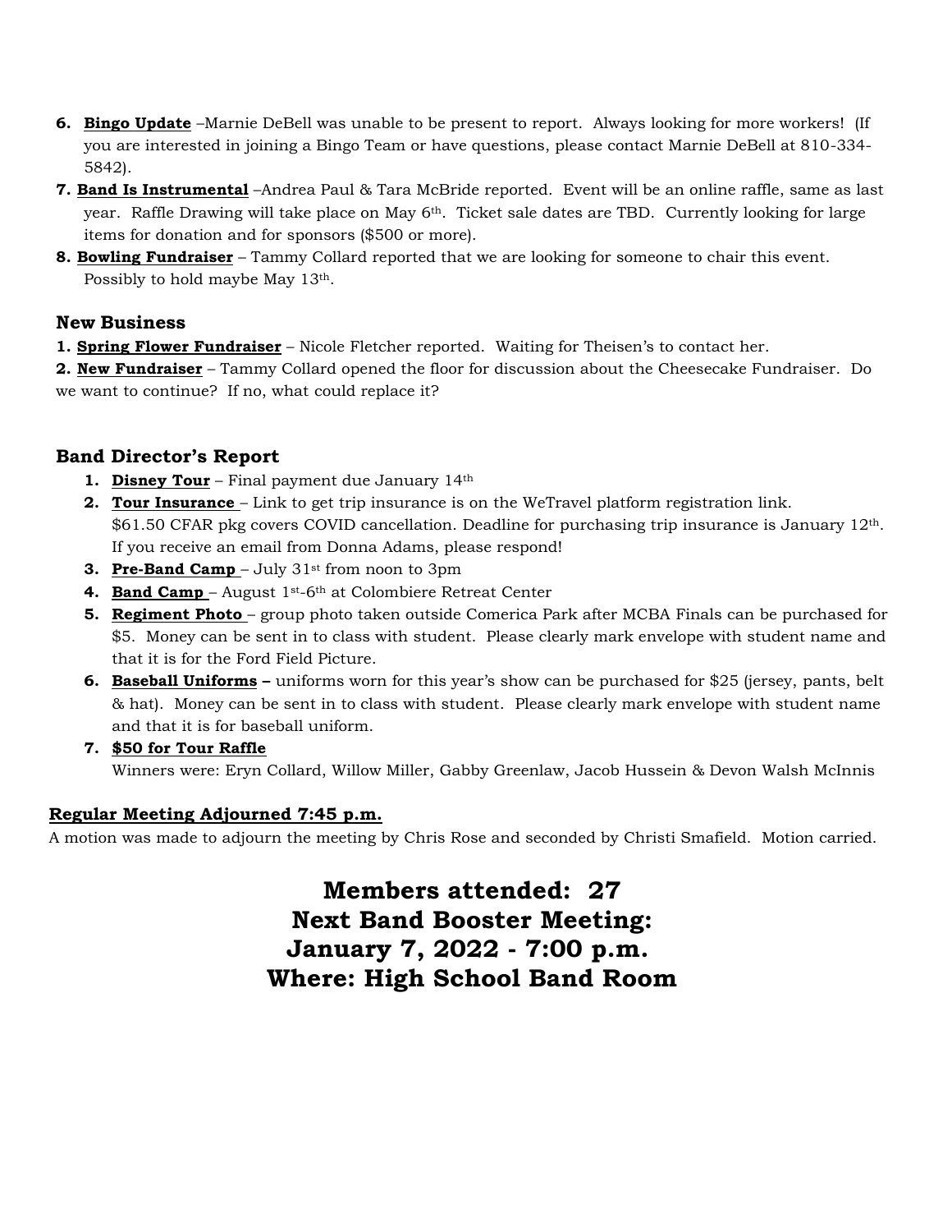6. **Bingo Update** –Marnie DeBell was unable to be present to report. Always looking for more workers! (If you are interested in joining a Bingo Team or have questions, please contact Marnie DeBell at 810-334-5842).
7. **Band Is Instrumental** –Andrea Paul & Tara McBride reported. Event will be an online raffle, same as last year. Raffle Drawing will take place on May 6th. Ticket sale dates are TBD. Currently looking for large items for donation and for sponsors ($500 or more).
8. **Bowling Fundraiser** – Tammy Collard reported that we are looking for someone to chair this event. Possibly to hold maybe May 13th.

## New Business

1. **Spring Flower Fundraiser** – Nicole Fletcher reported. Waiting for Theisen's to contact her.
2. **New Fundraiser** – Tammy Collard opened the floor for discussion about the Cheesecake Fundraiser. Do we want to continue? If no, what could replace it?

## Band Director's Report

1. **Disney Tour** – Final payment due January 14th
2. **Tour Insurance** – Link to get trip insurance is on the WeTravel platform registration link. $61.50 CFAR pkg covers COVID cancellation. Deadline for purchasing trip insurance is January 12th. If you receive an email from Donna Adams, please respond!
3. **Pre-Band Camp** – July 31st from noon to 3pm
4. **Band Camp** – August 1st-6th at Colombiere Retreat Center
5. **Regiment Photo** – group photo taken outside Comerica Park after MCBA Finals can be purchased for $5. Money can be sent in to class with student. Please clearly mark envelope with student name and that it is for the Ford Field Picture.
6. **Baseball Uniforms –** uniforms worn for this year's show can be purchased for $25 (jersey, pants, belt & hat). Money can be sent in to class with student. Please clearly mark envelope with student name and that it is for baseball uniform.
7. **$50 for Tour Raffle**
   Winners were: Eryn Collard, Willow Miller, Gabby Greenlaw, Jacob Hussein & Devon Walsh McInnis

**Regular Meeting Adjourned 7:45 p.m.**

A motion was made to adjourn the meeting by Chris Rose and seconded by Christi Smafield. Motion carried.

**Members attended: 27**

**Next Band Booster Meeting:**

**January 7, 2022 - 7:00 p.m.**

**Where: High School Band Room**